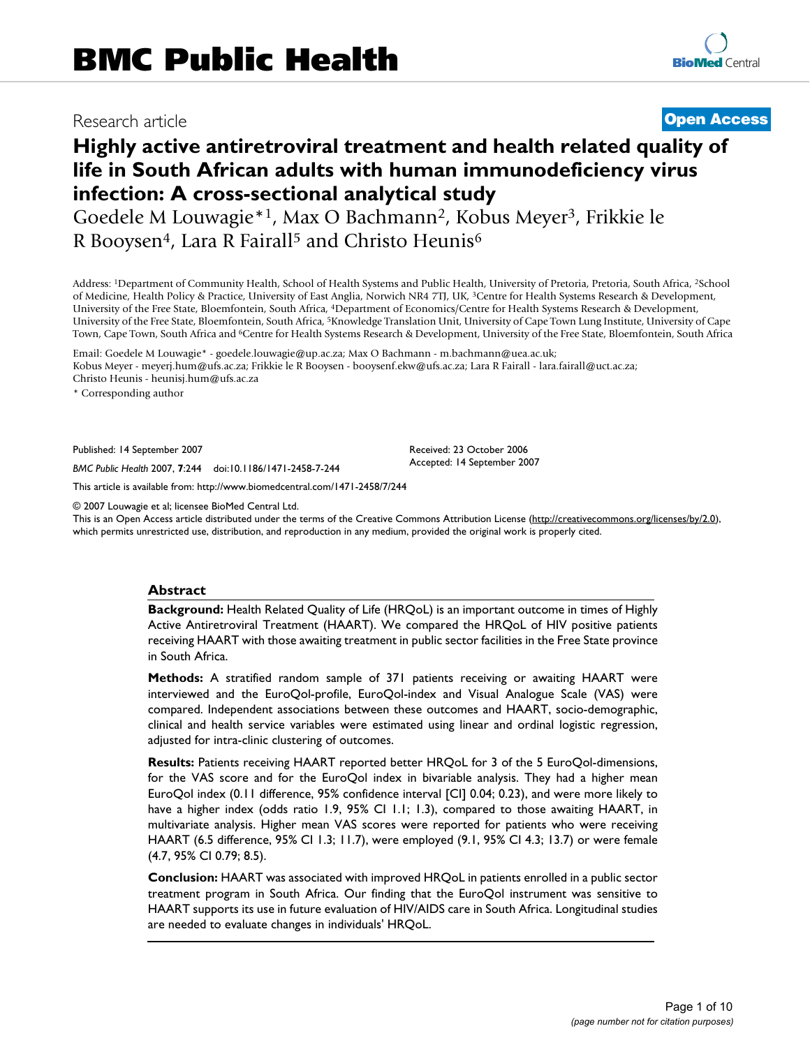# BMC Public Health

Research article

**Open Access**

# Highly active antiretroviral treatment and health related quality of life in South African adults with human immunodeficiency virus infection: A cross-sectional analytical study

Goedele M Louwagie*[1], Max O Bachmann[2], Kobus Meyer[3], Frikkie le R Booysen[4], Lara R Fairall[5] and Christo Heunis[6]

Address: [1]Department of Community Health, School of Health Systems and Public Health, University of Pretoria, Pretoria, South Africa, [2]School of Medicine, Health Policy & Practice, University of East Anglia, Norwich NR4 7TJ, UK, [3]Centre for Health Systems Research & Development, University of the Free State, Bloemfontein, South Africa, [4]Department of Economics/Centre for Health Systems Research & Development, University of the Free State, Bloemfontein, South Africa, [5]Knowledge Translation Unit, University of Cape Town Lung Institute, University of Cape Town, Cape Town, South Africa and [6]Centre for Health Systems Research & Development, University of the Free State, Bloemfontein, South Africa

Email: Goedele M Louwagie* - goedele.louwagie@up.ac.za; Max O Bachmann - m.bachmann@uea.ac.uk; Kobus Meyer - meyerj.hum@ufs.ac.za; Frikkie le R Booysen - booysenf.ekw@ufs.ac.za; Lara R Fairall - lara.fairall@uct.ac.za; Christo Heunis - heunisj.hum@ufs.ac.za

\* Corresponding author

Published: 14 September 2007

*BMC Public Health* 2007, **7**:244 doi:10.1186/1471-2458-7-244

Received: 23 October 2006
Accepted: 14 September 2007

This article is available from: http://www.biomedcentral.com/1471-2458/7/244

© 2007 Louwagie et al; licensee BioMed Central Ltd.
This is an Open Access article distributed under the terms of the Creative Commons Attribution License (http://creativecommons.org/licenses/by/2.0), which permits unrestricted use, distribution, and reproduction in any medium, provided the original work is properly cited.

## Abstract

**Background:** Health Related Quality of Life (HRQoL) is an important outcome in times of Highly Active Antiretroviral Treatment (HAART). We compared the HRQoL of HIV positive patients receiving HAART with those awaiting treatment in public sector facilities in the Free State province in South Africa.

**Methods:** A stratified random sample of 371 patients receiving or awaiting HAART were interviewed and the EuroQol-profile, EuroQol-index and Visual Analogue Scale (VAS) were compared. Independent associations between these outcomes and HAART, socio-demographic, clinical and health service variables were estimated using linear and ordinal logistic regression, adjusted for intra-clinic clustering of outcomes.

**Results:** Patients receiving HAART reported better HRQoL for 3 of the 5 EuroQol-dimensions, for the VAS score and for the EuroQol index in bivariable analysis. They had a higher mean EuroQol index (0.11 difference, 95% confidence interval [CI] 0.04; 0.23), and were more likely to have a higher index (odds ratio 1.9, 95% CI 1.1; 1.3), compared to those awaiting HAART, in multivariate analysis. Higher mean VAS scores were reported for patients who were receiving HAART (6.5 difference, 95% CI 1.3; 11.7), were employed (9.1, 95% CI 4.3; 13.7) or were female (4.7, 95% CI 0.79; 8.5).

**Conclusion:** HAART was associated with improved HRQoL in patients enrolled in a public sector treatment program in South Africa. Our finding that the EuroQol instrument was sensitive to HAART supports its use in future evaluation of HIV/AIDS care in South Africa. Longitudinal studies are needed to evaluate changes in individuals' HRQoL.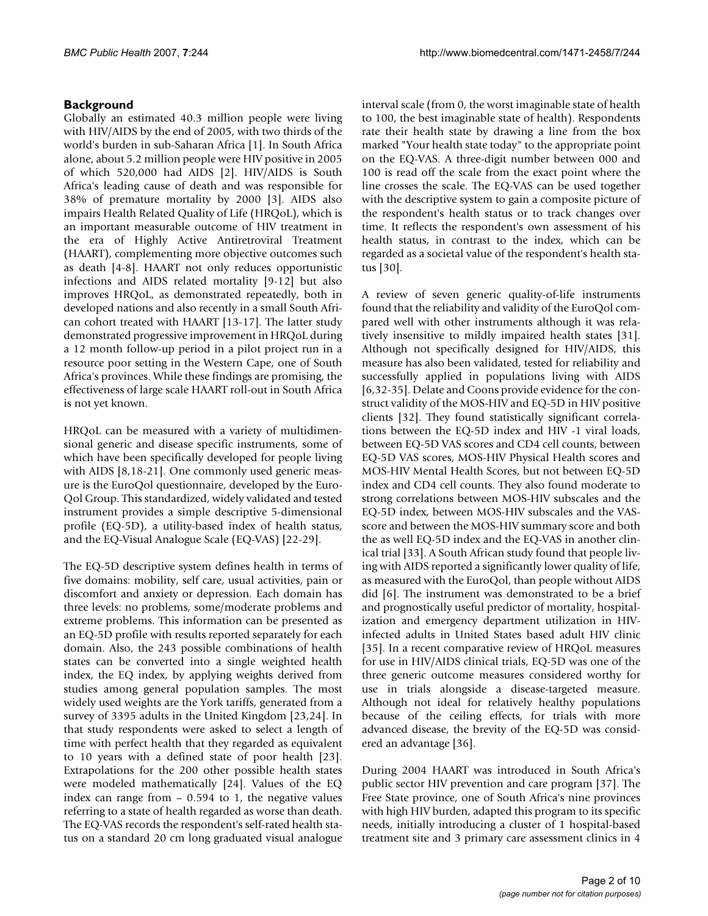## Background

Globally an estimated 40.3 million people were living with HIV/AIDS by the end of 2005, with two thirds of the world's burden in sub-Saharan Africa [1]. In South Africa alone, about 5.2 million people were HIV positive in 2005 of which 520,000 had AIDS [2]. HIV/AIDS is South Africa's leading cause of death and was responsible for 38% of premature mortality by 2000 [3]. AIDS also impairs Health Related Quality of Life (HRQoL), which is an important measurable outcome of HIV treatment in the era of Highly Active Antiretroviral Treatment (HAART), complementing more objective outcomes such as death [4-8]. HAART not only reduces opportunistic infections and AIDS related mortality [9-12] but also improves HRQoL, as demonstrated repeatedly, both in developed nations and also recently in a small South African cohort treated with HAART [13-17]. The latter study demonstrated progressive improvement in HRQoL during a 12 month follow-up period in a pilot project run in a resource poor setting in the Western Cape, one of South Africa's provinces. While these findings are promising, the effectiveness of large scale HAART roll-out in South Africa is not yet known.

HRQoL can be measured with a variety of multidimensional generic and disease specific instruments, some of which have been specifically developed for people living with AIDS [8,18-21]. One commonly used generic measure is the EuroQol questionnaire, developed by the EuroQol Group. This standardized, widely validated and tested instrument provides a simple descriptive 5-dimensional profile (EQ-5D), a utility-based index of health status, and the EQ-Visual Analogue Scale (EQ-VAS) [22-29].

The EQ-5D descriptive system defines health in terms of five domains: mobility, self care, usual activities, pain or discomfort and anxiety or depression. Each domain has three levels: no problems, some/moderate problems and extreme problems. This information can be presented as an EQ-5D profile with results reported separately for each domain. Also, the 243 possible combinations of health states can be converted into a single weighted health index, the EQ index, by applying weights derived from studies among general population samples. The most widely used weights are the York tariffs, generated from a survey of 3395 adults in the United Kingdom [23,24]. In that study respondents were asked to select a length of time with perfect health that they regarded as equivalent to 10 years with a defined state of poor health [23]. Extrapolations for the 200 other possible health states were modeled mathematically [24]. Values of the EQ index can range from – 0.594 to 1, the negative values referring to a state of health regarded as worse than death. The EQ-VAS records the respondent's self-rated health status on a standard 20 cm long graduated visual analogue interval scale (from 0, the worst imaginable state of health to 100, the best imaginable state of health). Respondents rate their health state by drawing a line from the box marked "Your health state today" to the appropriate point on the EQ-VAS. A three-digit number between 000 and 100 is read off the scale from the exact point where the line crosses the scale. The EQ-VAS can be used together with the descriptive system to gain a composite picture of the respondent's health status or to track changes over time. It reflects the respondent's own assessment of his health status, in contrast to the index, which can be regarded as a societal value of the respondent's health status [30].

A review of seven generic quality-of-life instruments found that the reliability and validity of the EuroQol compared well with other instruments although it was relatively insensitive to mildly impaired health states [31]. Although not specifically designed for HIV/AIDS, this measure has also been validated, tested for reliability and successfully applied in populations living with AIDS [6,32-35]. Delate and Coons provide evidence for the construct validity of the MOS-HIV and EQ-5D in HIV positive clients [32]. They found statistically significant correlations between the EQ-5D index and HIV -1 viral loads, between EQ-5D VAS scores and CD4 cell counts, between EQ-5D VAS scores, MOS-HIV Physical Health scores and MOS-HIV Mental Health Scores, but not between EQ-5D index and CD4 cell counts. They also found moderate to strong correlations between MOS-HIV subscales and the EQ-5D index, between MOS-HIV subscales and the VAS-score and between the MOS-HIV summary score and both the as well EQ-5D index and the EQ-VAS in another clinical trial [33]. A South African study found that people living with AIDS reported a significantly lower quality of life, as measured with the EuroQol, than people without AIDS did [6]. The instrument was demonstrated to be a brief and prognostically useful predictor of mortality, hospitalization and emergency department utilization in HIV-infected adults in United States based adult HIV clinic [35]. In a recent comparative review of HRQoL measures for use in HIV/AIDS clinical trials, EQ-5D was one of the three generic outcome measures considered worthy for use in trials alongside a disease-targeted measure. Although not ideal for relatively healthy populations because of the ceiling effects, for trials with more advanced disease, the brevity of the EQ-5D was considered an advantage [36].

During 2004 HAART was introduced in South Africa's public sector HIV prevention and care program [37]. The Free State province, one of South Africa's nine provinces with high HIV burden, adapted this program to its specific needs, initially introducing a cluster of 1 hospital-based treatment site and 3 primary care assessment clinics in 4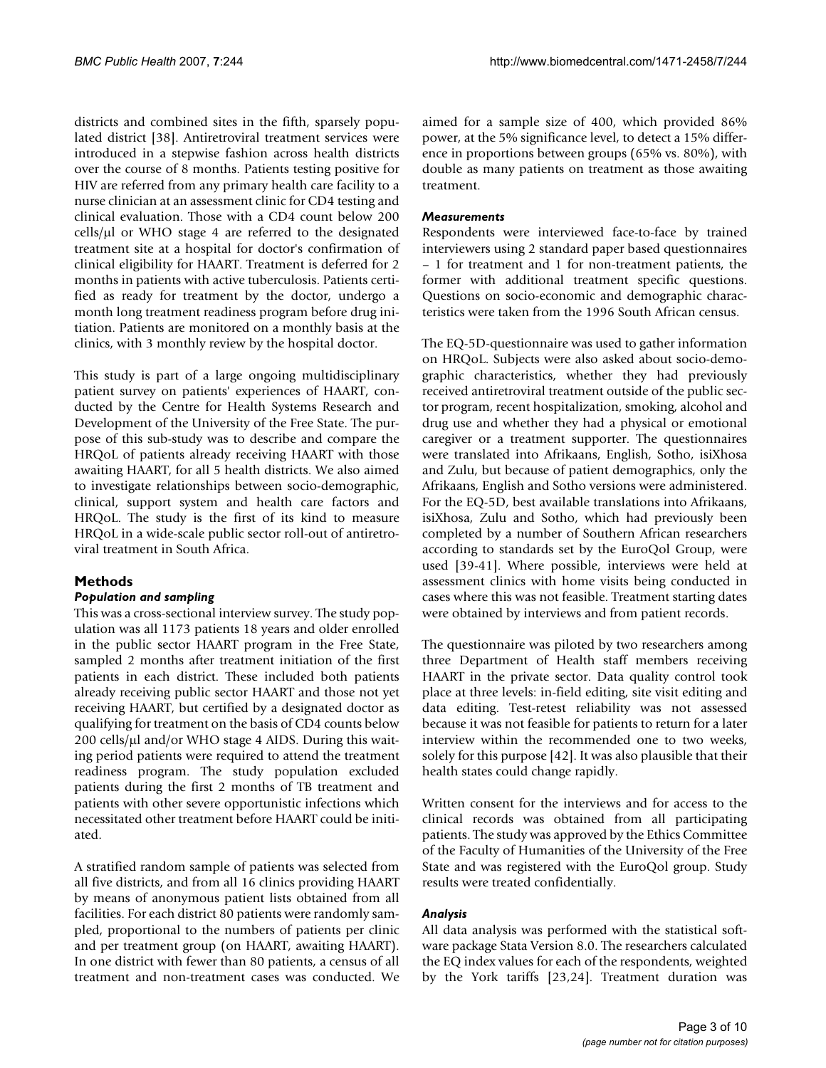districts and combined sites in the fifth, sparsely populated district [38]. Antiretroviral treatment services were introduced in a stepwise fashion across health districts over the course of 8 months. Patients testing positive for HIV are referred from any primary health care facility to a nurse clinician at an assessment clinic for CD4 testing and clinical evaluation. Those with a CD4 count below 200 cells/μl or WHO stage 4 are referred to the designated treatment site at a hospital for doctor's confirmation of clinical eligibility for HAART. Treatment is deferred for 2 months in patients with active tuberculosis. Patients certified as ready for treatment by the doctor, undergo a month long treatment readiness program before drug initiation. Patients are monitored on a monthly basis at the clinics, with 3 monthly review by the hospital doctor.

This study is part of a large ongoing multidisciplinary patient survey on patients' experiences of HAART, conducted by the Centre for Health Systems Research and Development of the University of the Free State. The purpose of this sub-study was to describe and compare the HRQoL of patients already receiving HAART with those awaiting HAART, for all 5 health districts. We also aimed to investigate relationships between socio-demographic, clinical, support system and health care factors and HRQoL. The study is the first of its kind to measure HRQoL in a wide-scale public sector roll-out of antiretroviral treatment in South Africa.

## Methods

### *Population and sampling*

This was a cross-sectional interview survey. The study population was all 1173 patients 18 years and older enrolled in the public sector HAART program in the Free State, sampled 2 months after treatment initiation of the first patients in each district. These included both patients already receiving public sector HAART and those not yet receiving HAART, but certified by a designated doctor as qualifying for treatment on the basis of CD4 counts below 200 cells/μl and/or WHO stage 4 AIDS. During this waiting period patients were required to attend the treatment readiness program. The study population excluded patients during the first 2 months of TB treatment and patients with other severe opportunistic infections which necessitated other treatment before HAART could be initiated.

A stratified random sample of patients was selected from all five districts, and from all 16 clinics providing HAART by means of anonymous patient lists obtained from all facilities. For each district 80 patients were randomly sampled, proportional to the numbers of patients per clinic and per treatment group (on HAART, awaiting HAART). In one district with fewer than 80 patients, a census of all treatment and non-treatment cases was conducted. We aimed for a sample size of 400, which provided 86% power, at the 5% significance level, to detect a 15% difference in proportions between groups (65% vs. 80%), with double as many patients on treatment as those awaiting treatment.

### *Measurements*

Respondents were interviewed face-to-face by trained interviewers using 2 standard paper based questionnaires – 1 for treatment and 1 for non-treatment patients, the former with additional treatment specific questions. Questions on socio-economic and demographic characteristics were taken from the 1996 South African census.

The EQ-5D-questionnaire was used to gather information on HRQoL. Subjects were also asked about socio-demographic characteristics, whether they had previously received antiretroviral treatment outside of the public sector program, recent hospitalization, smoking, alcohol and drug use and whether they had a physical or emotional caregiver or a treatment supporter. The questionnaires were translated into Afrikaans, English, Sotho, isiXhosa and Zulu, but because of patient demographics, only the Afrikaans, English and Sotho versions were administered. For the EQ-5D, best available translations into Afrikaans, isiXhosa, Zulu and Sotho, which had previously been completed by a number of Southern African researchers according to standards set by the EuroQol Group, were used [39-41]. Where possible, interviews were held at assessment clinics with home visits being conducted in cases where this was not feasible. Treatment starting dates were obtained by interviews and from patient records.

The questionnaire was piloted by two researchers among three Department of Health staff members receiving HAART in the private sector. Data quality control took place at three levels: in-field editing, site visit editing and data editing. Test-retest reliability was not assessed because it was not feasible for patients to return for a later interview within the recommended one to two weeks, solely for this purpose [42]. It was also plausible that their health states could change rapidly.

Written consent for the interviews and for access to the clinical records was obtained from all participating patients. The study was approved by the Ethics Committee of the Faculty of Humanities of the University of the Free State and was registered with the EuroQol group. Study results were treated confidentially.

### *Analysis*

All data analysis was performed with the statistical software package Stata Version 8.0. The researchers calculated the EQ index values for each of the respondents, weighted by the York tariffs [23,24]. Treatment duration was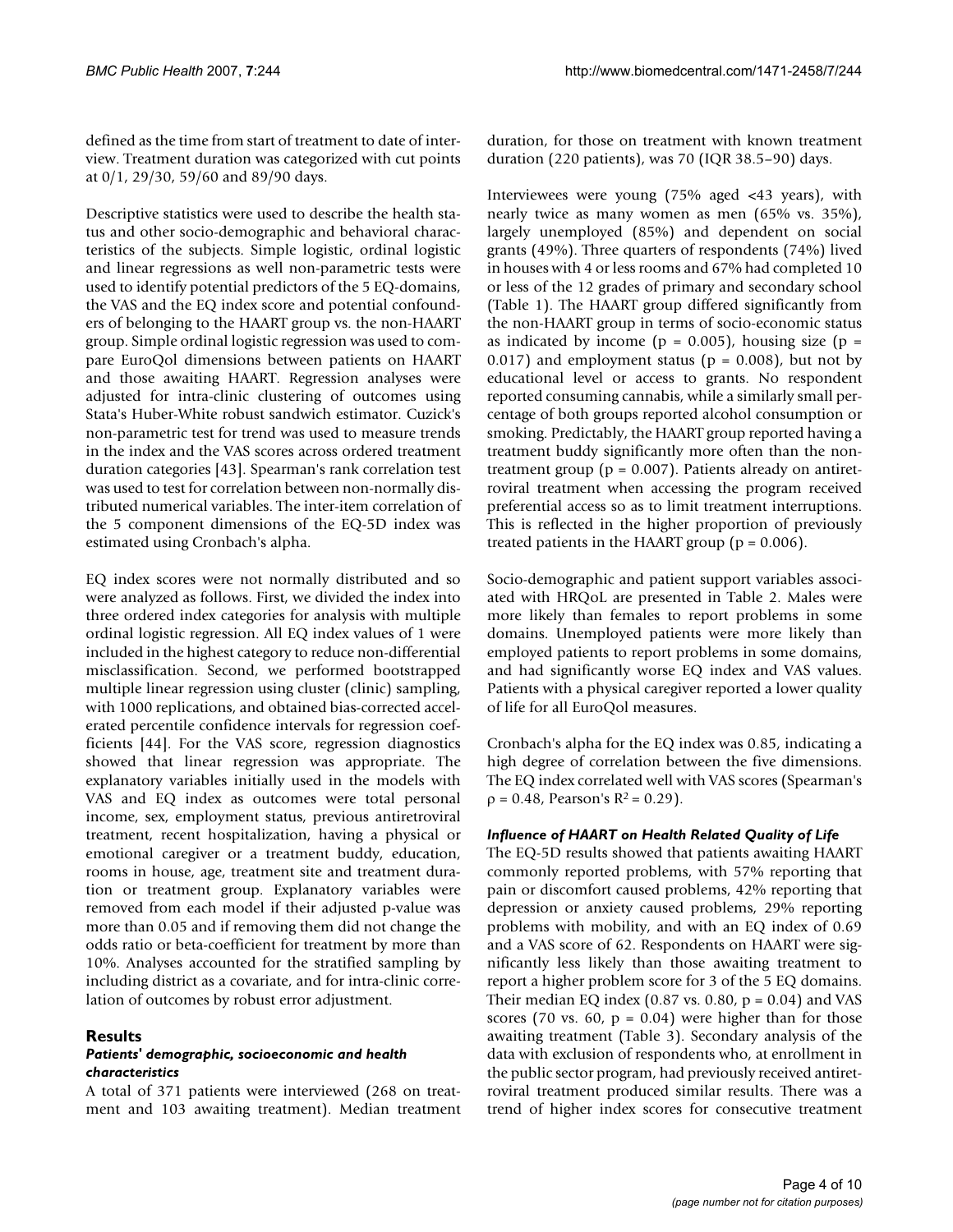defined as the time from start of treatment to date of interview. Treatment duration was categorized with cut points at 0/1, 29/30, 59/60 and 89/90 days.

Descriptive statistics were used to describe the health status and other socio-demographic and behavioral characteristics of the subjects. Simple logistic, ordinal logistic and linear regressions as well non-parametric tests were used to identify potential predictors of the 5 EQ-domains, the VAS and the EQ index score and potential confounders of belonging to the HAART group vs. the non-HAART group. Simple ordinal logistic regression was used to compare EuroQol dimensions between patients on HAART and those awaiting HAART. Regression analyses were adjusted for intra-clinic clustering of outcomes using Stata's Huber-White robust sandwich estimator. Cuzick's non-parametric test for trend was used to measure trends in the index and the VAS scores across ordered treatment duration categories [43]. Spearman's rank correlation test was used to test for correlation between non-normally distributed numerical variables. The inter-item correlation of the 5 component dimensions of the EQ-5D index was estimated using Cronbach's alpha.

EQ index scores were not normally distributed and so were analyzed as follows. First, we divided the index into three ordered index categories for analysis with multiple ordinal logistic regression. All EQ index values of 1 were included in the highest category to reduce non-differential misclassification. Second, we performed bootstrapped multiple linear regression using cluster (clinic) sampling, with 1000 replications, and obtained bias-corrected accelerated percentile confidence intervals for regression coefficients [44]. For the VAS score, regression diagnostics showed that linear regression was appropriate. The explanatory variables initially used in the models with VAS and EQ index as outcomes were total personal income, sex, employment status, previous antiretroviral treatment, recent hospitalization, having a physical or emotional caregiver or a treatment buddy, education, rooms in house, age, treatment site and treatment duration or treatment group. Explanatory variables were removed from each model if their adjusted p-value was more than 0.05 and if removing them did not change the odds ratio or beta-coefficient for treatment by more than 10%. Analyses accounted for the stratified sampling by including district as a covariate, and for intra-clinic correlation of outcomes by robust error adjustment.

## Results

### *Patients' demographic, socioeconomic and health characteristics*

A total of 371 patients were interviewed (268 on treatment and 103 awaiting treatment). Median treatment duration, for those on treatment with known treatment duration (220 patients), was 70 (IQR 38.5–90) days.

Interviewees were young (75% aged <43 years), with nearly twice as many women as men (65% vs. 35%), largely unemployed (85%) and dependent on social grants (49%). Three quarters of respondents (74%) lived in houses with 4 or less rooms and 67% had completed 10 or less of the 12 grades of primary and secondary school (Table 1). The HAART group differed significantly from the non-HAART group in terms of socio-economic status as indicated by income ($p = 0.005$), housing size ($p = 0.017$) and employment status ($p = 0.008$), but not by educational level or access to grants. No respondent reported consuming cannabis, while a similarly small percentage of both groups reported alcohol consumption or smoking. Predictably, the HAART group reported having a treatment buddy significantly more often than the non-treatment group ($p = 0.007$). Patients already on antiretroviral treatment when accessing the program received preferential access so as to limit treatment interruptions. This is reflected in the higher proportion of previously treated patients in the HAART group ($p = 0.006$).

Socio-demographic and patient support variables associated with HRQoL are presented in Table 2. Males were more likely than females to report problems in some domains. Unemployed patients were more likely than employed patients to report problems in some domains, and had significantly worse EQ index and VAS values. Patients with a physical caregiver reported a lower quality of life for all EuroQol measures.

Cronbach's alpha for the EQ index was 0.85, indicating a high degree of correlation between the five dimensions. The EQ index correlated well with VAS scores (Spearman's $\rho = 0.48$, Pearson's $R^2 = 0.29$).

### *Influence of HAART on Health Related Quality of Life*

The EQ-5D results showed that patients awaiting HAART commonly reported problems, with 57% reporting that pain or discomfort caused problems, 42% reporting that depression or anxiety caused problems, 29% reporting problems with mobility, and with an EQ index of 0.69 and a VAS score of 62. Respondents on HAART were significantly less likely than those awaiting treatment to report a higher problem score for 3 of the 5 EQ domains. Their median EQ index (0.87 vs. 0.80, $p = 0.04$) and VAS scores (70 vs. 60, $p = 0.04$) were higher than for those awaiting treatment (Table 3). Secondary analysis of the data with exclusion of respondents who, at enrollment in the public sector program, had previously received antiretroviral treatment produced similar results. There was a trend of higher index scores for consecutive treatment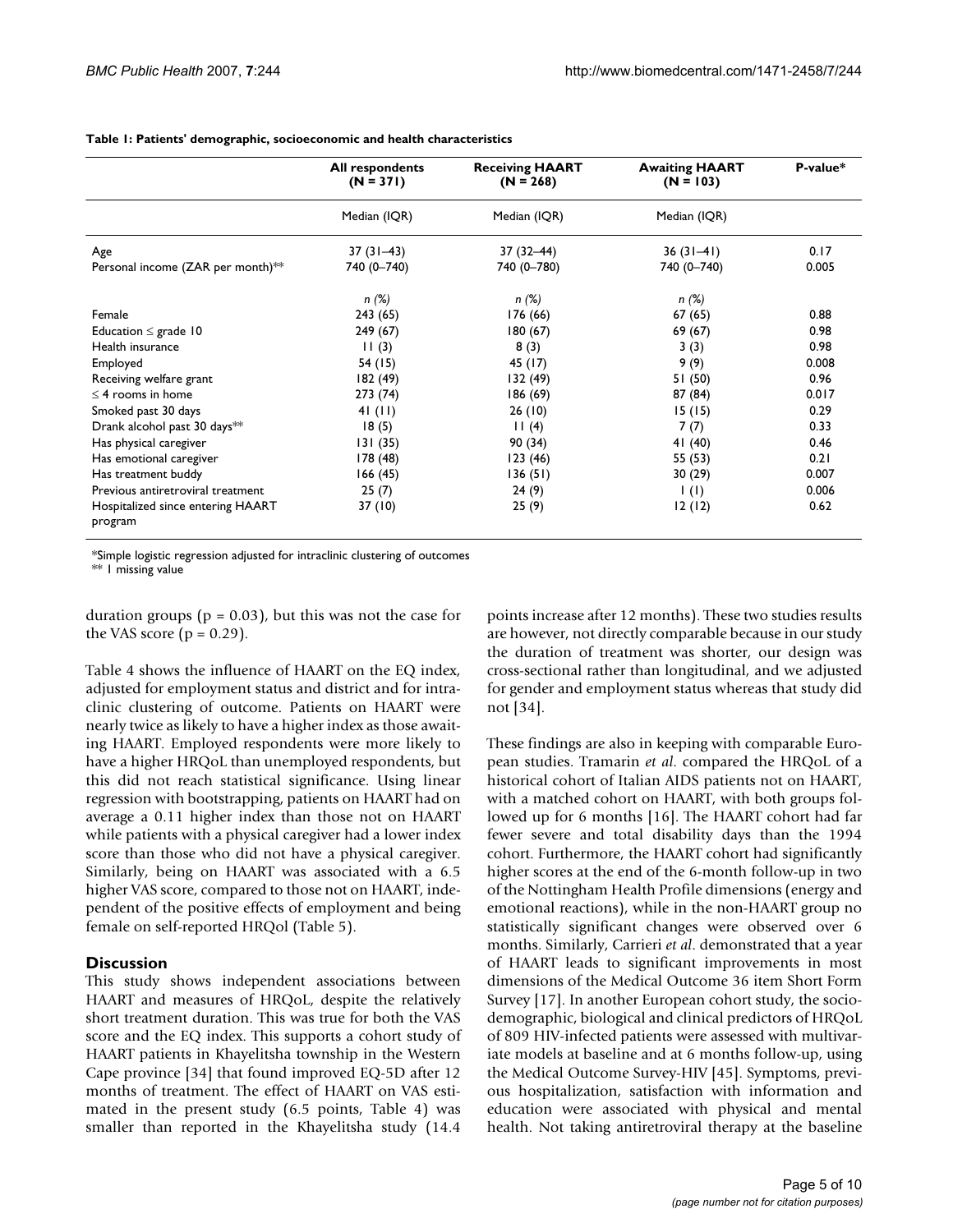**Table 1: Patients' demographic, socioeconomic and health characteristics**

| | All respondents (N = 371) | Receiving HAART (N = 268) | Awaiting HAART (N = 103) | P-value* |
|---|---|---|---|---|
| | Median (IQR) | Median (IQR) | Median (IQR) | |
| Age | 37 (31–43) | 37 (32–44) | 36 (31–41) | 0.17 |
| Personal income (ZAR per month)** | 740 (0–740) | 740 (0–780) | 740 (0–740) | 0.005 |
| | n (%) | n (%) | n (%) | |
| Female | 243 (65) | 176 (66) | 67 (65) | 0.88 |
| Education ≤ grade 10 | 249 (67) | 180 (67) | 69 (67) | 0.98 |
| Health insurance | 11 (3) | 8 (3) | 3 (3) | 0.98 |
| Employed | 54 (15) | 45 (17) | 9 (9) | 0.008 |
| Receiving welfare grant | 182 (49) | 132 (49) | 51 (50) | 0.96 |
| ≤ 4 rooms in home | 273 (74) | 186 (69) | 87 (84) | 0.017 |
| Smoked past 30 days | 41 (11) | 26 (10) | 15 (15) | 0.29 |
| Drank alcohol past 30 days** | 18 (5) | 11 (4) | 7 (7) | 0.33 |
| Has physical caregiver | 131 (35) | 90 (34) | 41 (40) | 0.46 |
| Has emotional caregiver | 178 (48) | 123 (46) | 55 (53) | 0.21 |
| Has treatment buddy | 166 (45) | 136 (51) | 30 (29) | 0.007 |
| Previous antiretroviral treatment | 25 (7) | 24 (9) | 1 (1) | 0.006 |
| Hospitalized since entering HAART program | 37 (10) | 25 (9) | 12 (12) | 0.62 |

*Simple logistic regression adjusted for intraclinic clustering of outcomes
** 1 missing value

duration groups ($p = 0.03$), but this was not the case for the VAS score ($p = 0.29$).

Table 4 shows the influence of HAART on the EQ index, adjusted for employment status and district and for intra-clinic clustering of outcome. Patients on HAART were nearly twice as likely to have a higher index as those awaiting HAART. Employed respondents were more likely to have a higher HRQoL than unemployed respondents, but this did not reach statistical significance. Using linear regression with bootstrapping, patients on HAART had on average a 0.11 higher index than those not on HAART while patients with a physical caregiver had a lower index score than those who did not have a physical caregiver. Similarly, being on HAART was associated with a 6.5 higher VAS score, compared to those not on HAART, independent of the positive effects of employment and being female on self-reported HRQol (Table 5).

## Discussion

This study shows independent associations between HAART and measures of HRQoL, despite the relatively short treatment duration. This was true for both the VAS score and the EQ index. This supports a cohort study of HAART patients in Khayelitsha township in the Western Cape province [34] that found improved EQ-5D after 12 months of treatment. The effect of HAART on VAS estimated in the present study (6.5 points, Table 4) was smaller than reported in the Khayelitsha study (14.4 points increase after 12 months). These two studies results are however, not directly comparable because in our study the duration of treatment was shorter, our design was cross-sectional rather than longitudinal, and we adjusted for gender and employment status whereas that study did not [34].

These findings are also in keeping with comparable European studies. Tramarin *et al*. compared the HRQoL of a historical cohort of Italian AIDS patients not on HAART, with a matched cohort on HAART, with both groups followed up for 6 months [16]. The HAART cohort had far fewer severe and total disability days than the 1994 cohort. Furthermore, the HAART cohort had significantly higher scores at the end of the 6-month follow-up in two of the Nottingham Health Profile dimensions (energy and emotional reactions), while in the non-HAART group no statistically significant changes were observed over 6 months. Similarly, Carrieri *et al*. demonstrated that a year of HAART leads to significant improvements in most dimensions of the Medical Outcome 36 item Short Form Survey [17]. In another European cohort study, the socio-demographic, biological and clinical predictors of HRQoL of 809 HIV-infected patients were assessed with multivariate models at baseline and at 6 months follow-up, using the Medical Outcome Survey-HIV [45]. Symptoms, previous hospitalization, satisfaction with information and education were associated with physical and mental health. Not taking antiretroviral therapy at the baseline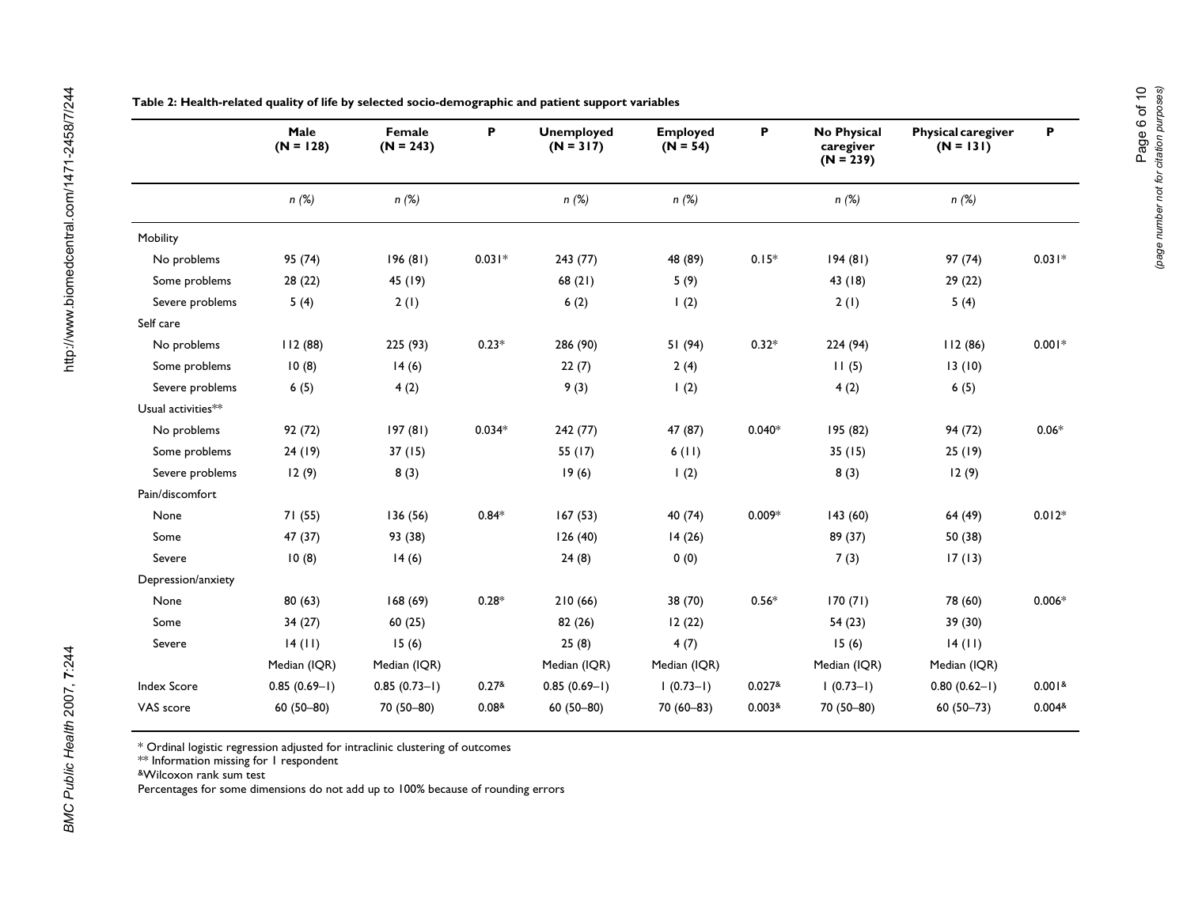**Table 2: Health-related quality of life by selected socio-demographic and patient support variables**

| | Male (N = 128) | Female (N = 243) | P | Unemployed (N = 317) | Employed (N = 54) | P | No Physical caregiver (N = 239) | Physical caregiver (N = 131) | P |
|---|---|---|---|---|---|---|---|---|---|
| | *n (%)* | *n (%)* | | *n (%)* | *n (%)* | | *n (%)* | *n (%)* | |
| Mobility | | | | | | | | | |
| No problems | 95 (74) | 196 (81) | 0.031* | 243 (77) | 48 (89) | 0.15* | 194 (81) | 97 (74) | 0.031* |
| Some problems | 28 (22) | 45 (19) | | 68 (21) | 5 (9) | | 43 (18) | 29 (22) | |
| Severe problems | 5 (4) | 2 (1) | | 6 (2) | 1 (2) | | 2 (1) | 5 (4) | |
| Self care | | | | | | | | | |
| No problems | 112 (88) | 225 (93) | 0.23* | 286 (90) | 51 (94) | 0.32* | 224 (94) | 112 (86) | 0.001* |
| Some problems | 10 (8) | 14 (6) | | 22 (7) | 2 (4) | | 11 (5) | 13 (10) | |
| Severe problems | 6 (5) | 4 (2) | | 9 (3) | 1 (2) | | 4 (2) | 6 (5) | |
| Usual activities** | | | | | | | | | |
| No problems | 92 (72) | 197 (81) | 0.034* | 242 (77) | 47 (87) | 0.040* | 195 (82) | 94 (72) | 0.06* |
| Some problems | 24 (19) | 37 (15) | | 55 (17) | 6 (11) | | 35 (15) | 25 (19) | |
| Severe problems | 12 (9) | 8 (3) | | 19 (6) | 1 (2) | | 8 (3) | 12 (9) | |
| Pain/discomfort | | | | | | | | | |
| None | 71 (55) | 136 (56) | 0.84* | 167 (53) | 40 (74) | 0.009* | 143 (60) | 64 (49) | 0.012* |
| Some | 47 (37) | 93 (38) | | 126 (40) | 14 (26) | | 89 (37) | 50 (38) | |
| Severe | 10 (8) | 14 (6) | | 24 (8) | 0 (0) | | 7 (3) | 17 (13) | |
| Depression/anxiety | | | | | | | | | |
| None | 80 (63) | 168 (69) | 0.28* | 210 (66) | 38 (70) | 0.56* | 170 (71) | 78 (60) | 0.006* |
| Some | 34 (27) | 60 (25) | | 82 (26) | 12 (22) | | 54 (23) | 39 (30) | |
| Severe | 14 (11) | 15 (6) | | 25 (8) | 4 (7) | | 15 (6) | 14 (11) | |
| | Median (IQR) | Median (IQR) | | Median (IQR) | Median (IQR) | | Median (IQR) | Median (IQR) | |
| Index Score | 0.85 (0.69–1) | 0.85 (0.73–1) | 0.27& | 0.85 (0.69–1) | 1 (0.73–1) | 0.027& | 1 (0.73–1) | 0.80 (0.62–1) | 0.001& |
| VAS score | 60 (50–80) | 70 (50–80) | 0.08& | 60 (50–80) | 70 (60–83) | 0.003& | 70 (50–80) | 60 (50–73) | 0.004& |

* Ordinal logistic regression adjusted for intraclinic clustering of outcomes
** Information missing for 1 respondent
&Wilcoxon rank sum test
Percentages for some dimensions do not add up to 100% because of rounding errors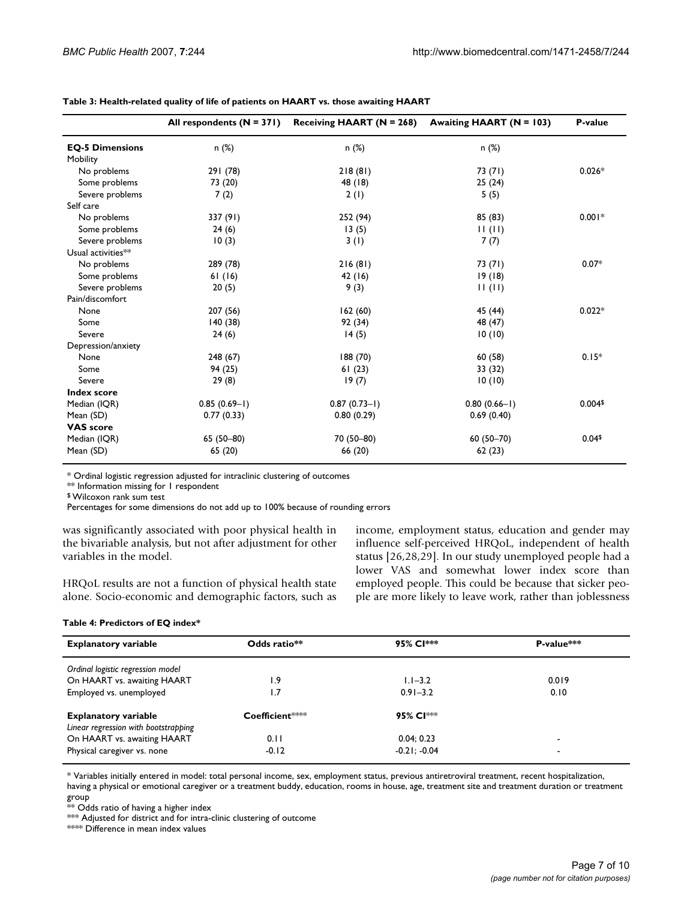**Table 3: Health-related quality of life of patients on HAART vs. those awaiting HAART**

| | All respondents (N = 371) | Receiving HAART (N = 268) | Awaiting HAART (N = 103) | P-value |
|---|---|---|---|---|
| **EQ-5 Dimensions** | n (%) | n (%) | n (%) | |
| Mobility | | | | |
| No problems | 291 (78) | 218 (81) | 73 (71) | 0.026* |
| Some problems | 73 (20) | 48 (18) | 25 (24) | |
| Severe problems | 7 (2) | 2 (1) | 5 (5) | |
| Self care | | | | |
| No problems | 337 (91) | 252 (94) | 85 (83) | 0.001* |
| Some problems | 24 (6) | 13 (5) | 11 (11) | |
| Severe problems | 10 (3) | 3 (1) | 7 (7) | |
| Usual activities** | | | | |
| No problems | 289 (78) | 216 (81) | 73 (71) | 0.07* |
| Some problems | 61 (16) | 42 (16) | 19 (18) | |
| Severe problems | 20 (5) | 9 (3) | 11 (11) | |
| Pain/discomfort | | | | |
| None | 207 (56) | 162 (60) | 45 (44) | 0.022* |
| Some | 140 (38) | 92 (34) | 48 (47) | |
| Severe | 24 (6) | 14 (5) | 10 (10) | |
| Depression/anxiety | | | | |
| None | 248 (67) | 188 (70) | 60 (58) | 0.15* |
| Some | 94 (25) | 61 (23) | 33 (32) | |
| Severe | 29 (8) | 19 (7) | 10 (10) | |
| **Index score** | | | | |
| Median (IQR) | 0.85 (0.69–1) | 0.87 (0.73–1) | 0.80 (0.66–1) | 0.004$ |
| Mean (SD) | 0.77 (0.33) | 0.80 (0.29) | 0.69 (0.40) | |
| **VAS score** | | | | |
| Median (IQR) | 65 (50–80) | 70 (50–80) | 60 (50–70) | 0.04$ |
| Mean (SD) | 65 (20) | 66 (20) | 62 (23) | |

\* Ordinal logistic regression adjusted for intraclinic clustering of outcomes
** Information missing for 1 respondent
$ Wilcoxon rank sum test
Percentages for some dimensions do not add up to 100% because of rounding errors

was significantly associated with poor physical health in the bivariable analysis, but not after adjustment for other variables in the model.

HRQoL results are not a function of physical health state alone. Socio-economic and demographic factors, such as income, employment status, education and gender may influence self-perceived HRQoL, independent of health status [26,28,29]. In our study unemployed people had a lower VAS and somewhat lower index score than employed people. This could be because that sicker people are more likely to leave work, rather than joblessness

**Table 4: Predictors of EQ index***

| Explanatory variable | Odds ratio** | 95% CI*** | P-value*** |
|---|---|---|---|
| *Ordinal logistic regression model* | | | |
| On HAART vs. awaiting HAART | 1.9 | 1.1–3.2 | 0.019 |
| Employed vs. unemployed | 1.7 | 0.91–3.2 | 0.10 |
| **Explanatory variable** | **Coefficient****** | **95% CI***** | |
| *Linear regression with bootstrapping* | | | |
| On HAART vs. awaiting HAART | 0.11 | 0.04; 0.23 | - |
| Physical caregiver vs. none | -0.12 | -0.21; -0.04 | - |

\* Variables initially entered in model: total personal income, sex, employment status, previous antiretroviral treatment, recent hospitalization, having a physical or emotional caregiver or a treatment buddy, education, rooms in house, age, treatment site and treatment duration or treatment group
** Odds ratio of having a higher index
*** Adjusted for district and for intra-clinic clustering of outcome
**** Difference in mean index values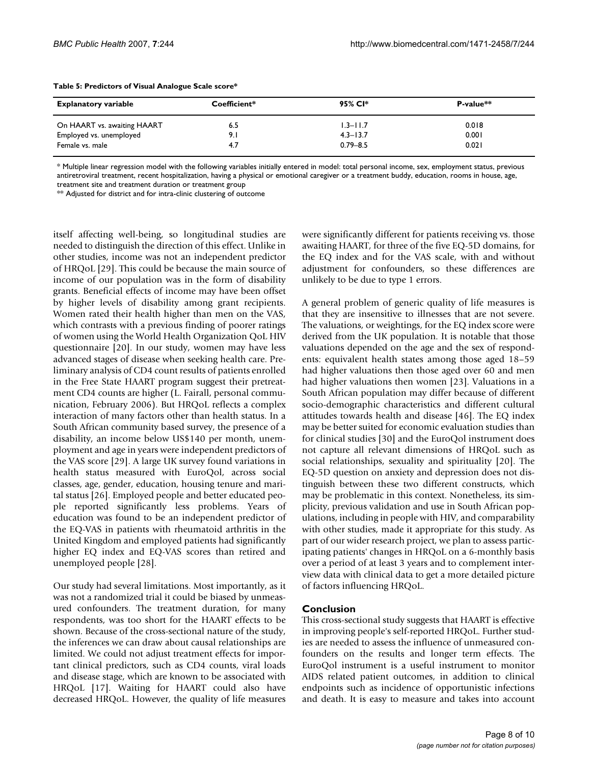**Table 5: Predictors of Visual Analogue Scale score***

| Explanatory variable | Coefficient* | 95% CI* | P-value** |
| --- | --- | --- | --- |
| On HAART vs. awaiting HAART | 6.5 | 1.3–11.7 | 0.018 |
| Employed vs. unemployed | 9.1 | 4.3–13.7 | 0.001 |
| Female vs. male | 4.7 | 0.79–8.5 | 0.021 |

* Multiple linear regression model with the following variables initially entered in model: total personal income, sex, employment status, previous antiretroviral treatment, recent hospitalization, having a physical or emotional caregiver or a treatment buddy, education, rooms in house, age, treatment site and treatment duration or treatment group

** Adjusted for district and for intra-clinic clustering of outcome

itself affecting well-being, so longitudinal studies are needed to distinguish the direction of this effect. Unlike in other studies, income was not an independent predictor of HRQoL [29]. This could be because the main source of income of our population was in the form of disability grants. Beneficial effects of income may have been offset by higher levels of disability among grant recipients. Women rated their health higher than men on the VAS, which contrasts with a previous finding of poorer ratings of women using the World Health Organization QoL HIV questionnaire [20]. In our study, women may have less advanced stages of disease when seeking health care. Preliminary analysis of CD4 count results of patients enrolled in the Free State HAART program suggest their pretreatment CD4 counts are higher (L. Fairall, personal communication, February 2006). But HRQoL reflects a complex interaction of many factors other than health status. In a South African community based survey, the presence of a disability, an income below US$140 per month, unemployment and age in years were independent predictors of the VAS score [29]. A large UK survey found variations in health status measured with EuroQol, across social classes, age, gender, education, housing tenure and marital status [26]. Employed people and better educated people reported significantly less problems. Years of education was found to be an independent predictor of the EQ-VAS in patients with rheumatoid arthritis in the United Kingdom and employed patients had significantly higher EQ index and EQ-VAS scores than retired and unemployed people [28].

Our study had several limitations. Most importantly, as it was not a randomized trial it could be biased by unmeasured confounders. The treatment duration, for many respondents, was too short for the HAART effects to be shown. Because of the cross-sectional nature of the study, the inferences we can draw about causal relationships are limited. We could not adjust treatment effects for important clinical predictors, such as CD4 counts, viral loads and disease stage, which are known to be associated with HRQoL [17]. Waiting for HAART could also have decreased HRQoL. However, the quality of life measures were significantly different for patients receiving vs. those awaiting HAART, for three of the five EQ-5D domains, for the EQ index and for the VAS scale, with and without adjustment for confounders, so these differences are unlikely to be due to type 1 errors.

A general problem of generic quality of life measures is that they are insensitive to illnesses that are not severe. The valuations, or weightings, for the EQ index score were derived from the UK population. It is notable that those valuations depended on the age and the sex of respondents: equivalent health states among those aged 18–59 had higher valuations then those aged over 60 and men had higher valuations then women [23]. Valuations in a South African population may differ because of different socio-demographic characteristics and different cultural attitudes towards health and disease [46]. The EQ index may be better suited for economic evaluation studies than for clinical studies [30] and the EuroQol instrument does not capture all relevant dimensions of HRQoL such as social relationships, sexuality and spirituality [20]. The EQ-5D question on anxiety and depression does not distinguish between these two different constructs, which may be problematic in this context. Nonetheless, its simplicity, previous validation and use in South African populations, including in people with HIV, and comparability with other studies, made it appropriate for this study. As part of our wider research project, we plan to assess participating patients' changes in HRQoL on a 6-monthly basis over a period of at least 3 years and to complement interview data with clinical data to get a more detailed picture of factors influencing HRQoL.

## Conclusion

This cross-sectional study suggests that HAART is effective in improving people's self-reported HRQoL. Further studies are needed to assess the influence of unmeasured confounders on the results and longer term effects. The EuroQol instrument is a useful instrument to monitor AIDS related patient outcomes, in addition to clinical endpoints such as incidence of opportunistic infections and death. It is easy to measure and takes into account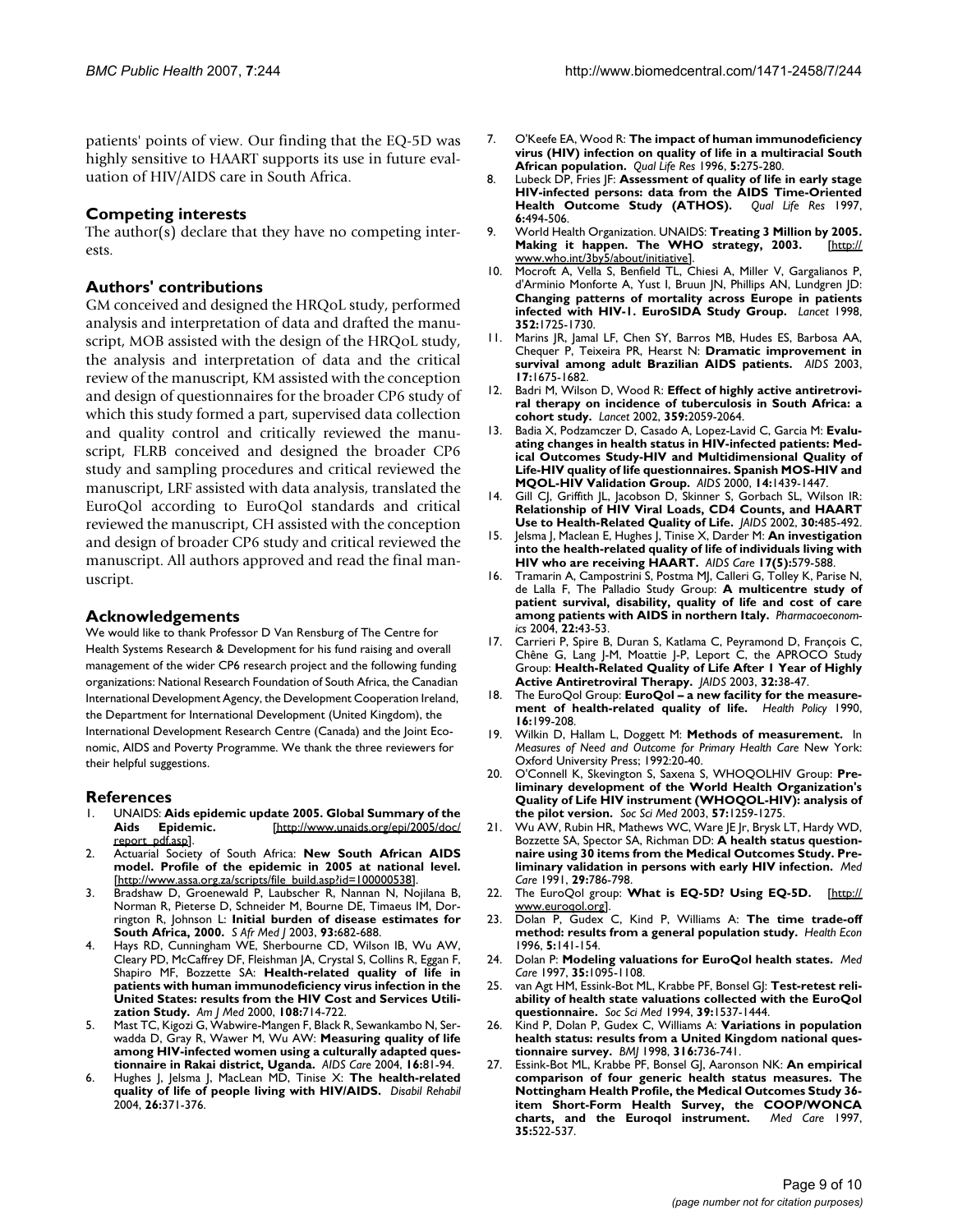patients' points of view. Our finding that the EQ-5D was highly sensitive to HAART supports its use in future evaluation of HIV/AIDS care in South Africa.

## Competing interests

The author(s) declare that they have no competing interests.

## Authors' contributions

GM conceived and designed the HRQoL study, performed analysis and interpretation of data and drafted the manuscript, MOB assisted with the design of the HRQoL study, the analysis and interpretation of data and the critical review of the manuscript, KM assisted with the conception and design of questionnaires for the broader CP6 study of which this study formed a part, supervised data collection and quality control and critically reviewed the manuscript, FLRB conceived and designed the broader CP6 study and sampling procedures and critical reviewed the manuscript, LRF assisted with data analysis, translated the EuroQol according to EuroQol standards and critical reviewed the manuscript, CH assisted with the conception and design of broader CP6 study and critical reviewed the manuscript. All authors approved and read the final manuscript.

## Acknowledgements

We would like to thank Professor D Van Rensburg of The Centre for Health Systems Research & Development for his fund raising and overall management of the wider CP6 research project and the following funding organizations: National Research Foundation of South Africa, the Canadian International Development Agency, the Development Cooperation Ireland, the Department for International Development (United Kingdom), the International Development Research Centre (Canada) and the Joint Economic, AIDS and Poverty Programme. We thank the three reviewers for their helpful suggestions.

## References

1. UNAIDS: **Aids epidemic update 2005. Global Summary of the Aids Epidemic.** [http://www.unaids.org/epi/2005/doc/report_pdf.asp].
2. Actuarial Society of South Africa: **New South African AIDS model. Profile of the epidemic in 2005 at national level.** [http://www.assa.org.za/scripts/file_build.asp?id=100000538].
3. Bradshaw D, Groenewald P, Laubscher R, Nannan N, Nojilana B, Norman R, Pieterse D, Schneider M, Bourne DE, Timaeus IM, Dorrington R, Johnson L: **Initial burden of disease estimates for South Africa, 2000.** *S Afr Med J* 2003, **93:**682-688.
4. Hays RD, Cunningham WE, Sherbourne CD, Wilson IB, Wu AW, Cleary PD, McCaffrey DF, Fleishman JA, Crystal S, Collins R, Eggan F, Shapiro MF, Bozzette SA: **Health-related quality of life in patients with human immunodeficiency virus infection in the United States: results from the HIV Cost and Services Utilization Study.** *Am J Med* 2000, **108:**714-722.
5. Mast TC, Kigozi G, Wabwire-Mangen F, Black R, Sewankambo N, Serwadda D, Gray R, Wawer M, Wu AW: **Measuring quality of life among HIV-infected women using a culturally adapted questionnaire in Rakai district, Uganda.** *AIDS Care* 2004, **16:**81-94.
6. Hughes J, Jelsma J, MacLean MD, Tinise X: **The health-related quality of life of people living with HIV/AIDS.** *Disabil Rehabil* 2004, **26:**371-376.
7. O'Keefe EA, Wood R: **The impact of human immunodeficiency virus (HIV) infection on quality of life in a multiracial South African population.** *Qual Life Res* 1996, **5:**275-280.
8. Lubeck DP, Fries JF: **Assessment of quality of life in early stage HIV-infected persons: data from the AIDS Time-Oriented Health Outcome Study (ATHOS).** *Qual Life Res* 1997, **6:**494-506.
9. World Health Organization. UNAIDS: **Treating 3 Million by 2005. Making it happen. The WHO strategy, 2003.** [http://www.who.int/3by5/about/initiative].
10. Mocroft A, Vella S, Benfield TL, Chiesi A, Miller V, Gargalianos P, d'Arminio Monforte A, Yust I, Bruun JN, Phillips AN, Lundgren JD: **Changing patterns of mortality across Europe in patients infected with HIV-1. EuroSIDA Study Group.** *Lancet* 1998, **352:**1725-1730.
11. Marins JR, Jamal LF, Chen SY, Barros MB, Hudes ES, Barbosa AA, Chequer P, Teixeira PR, Hearst N: **Dramatic improvement in survival among adult Brazilian AIDS patients.** *AIDS* 2003, **17:**1675-1682.
12. Badri M, Wilson D, Wood R: **Effect of highly active antiretroviral therapy on incidence of tuberculosis in South Africa: a cohort study.** *Lancet* 2002, **359:**2059-2064.
13. Badia X, Podzamczer D, Casado A, Lopez-Lavid C, Garcia M: **Evaluating changes in health status in HIV-infected patients: Medical Outcomes Study-HIV and Multidimensional Quality of Life-HIV quality of life questionnaires. Spanish MOS-HIV and MQOL-HIV Validation Group.** *AIDS* 2000, **14:**1439-1447.
14. Gill CJ, Griffith JL, Jacobson D, Skinner S, Gorbach SL, Wilson IR: **Relationship of HIV Viral Loads, CD4 Counts, and HAART Use to Health-Related Quality of Life.** *JAIDS* 2002, **30:**485-492.
15. Jelsma J, Maclean E, Hughes J, Tinise X, Darder M: **An investigation into the health-related quality of life of individuals living with HIV who are receiving HAART.** *AIDS Care* **17(5):**579-588.
16. Tramarin A, Campostrini S, Postma MJ, Calleri G, Tolley K, Parise N, de Lalla F, The Palladio Study Group: **A multicentre study of patient survival, disability, quality of life and cost of care among patients with AIDS in northern Italy.** *Pharmacoeconomics* 2004, **22:**43-53.
17. Carrieri P, Spire B, Duran S, Katlama C, Peyramond D, François C, Chêne G, Lang J-M, Moattie J-P, Leport C, the APROCO Study Group: **Health-Related Quality of Life After 1 Year of Highly Active Antiretroviral Therapy.** *JAIDS* 2003, **32:**38-47.
18. The EuroQol Group: **EuroQol – a new facility for the measurement of health-related quality of life.** *Health Policy* 1990, **16:**199-208.
19. Wilkin D, Hallam L, Doggett M: **Methods of measurement.** In *Measures of Need and Outcome for Primary Health Care* New York: Oxford University Press; 1992:20-40.
20. O'Connell K, Skevington S, Saxena S, WHOQOLHIV Group: **Preliminary development of the World Health Organization's Quality of Life HIV instrument (WHOQOL-HIV): analysis of the pilot version.** *Soc Sci Med* 2003, **57:**1259-1275.
21. Wu AW, Rubin HR, Mathews WC, Ware JE Jr, Brysk LT, Hardy WD, Bozzette SA, Spector SA, Richman DD: **A health status questionnaire using 30 items from the Medical Outcomes Study. Preliminary validation in persons with early HIV infection.** *Med Care* 1991, **29:**786-798.
22. The EuroQol group: **What is EQ-5D? Using EQ-5D.** [http://www.euroqol.org].
23. Dolan P, Gudex C, Kind P, Williams A: **The time trade-off method: results from a general population study.** *Health Econ* 1996, **5:**141-154.
24. Dolan P: **Modeling valuations for EuroQol health states.** *Med Care* 1997, **35:**1095-1108.
25. van Agt HM, Essink-Bot ML, Krabbe PF, Bonsel GJ: **Test-retest reliability of health state valuations collected with the EuroQol questionnaire.** *Soc Sci Med* 1994, **39:**1537-1444.
26. Kind P, Dolan P, Gudex C, Williams A: **Variations in population health status: results from a United Kingdom national questionnaire survey.** *BMJ* 1998, **316:**736-741.
27. Essink-Bot ML, Krabbe PF, Bonsel GJ, Aaronson NK: **An empirical comparison of four generic health status measures. The Nottingham Health Profile, the Medical Outcomes Study 36-item Short-Form Health Survey, the COOP/WONCA charts, and the Euroqol instrument.** *Med Care* 1997, **35:**522-537.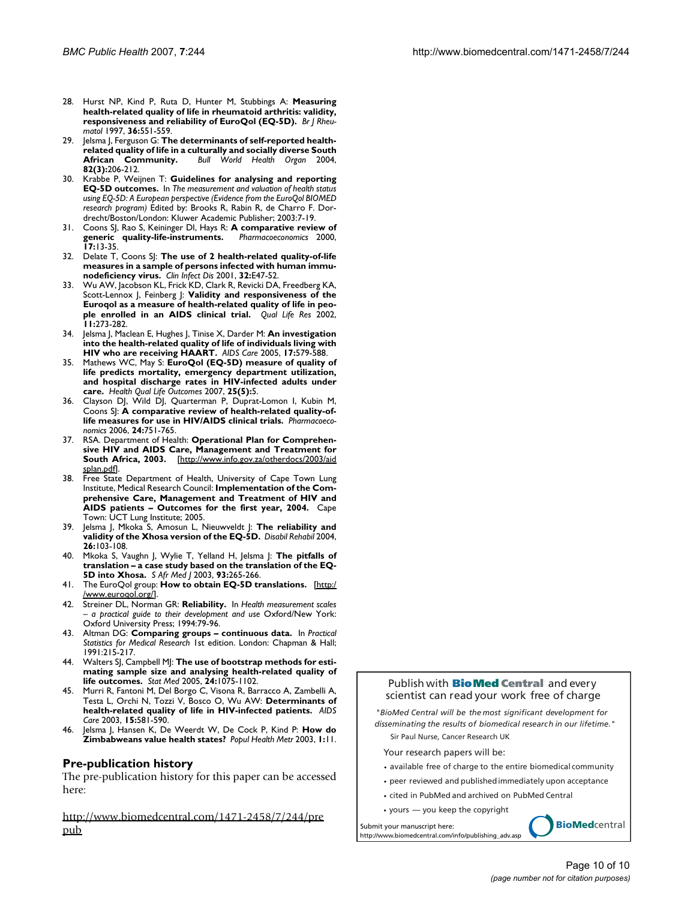28. Hurst NP, Kind P, Ruta D, Hunter M, Stubbings A: **Measuring health-related quality of life in rheumatoid arthritis: validity, responsiveness and reliability of EuroQol (EQ-5D).** *Br J Rheumatol* 1997, **36:**551-559.
29. Jelsma J, Ferguson G: **The determinants of self-reported health-related quality of life in a culturally and socially diverse South African Community.** *Bull World Health Organ* 2004, **82(3):**206-212.
30. Krabbe P, Weijnen T: **Guidelines for analysing and reporting EQ-5D outcomes.** In *The measurement and valuation of health status using EQ-5D: A European perspective (Evidence from the EuroQol BIOMED research program)* Edited by: Brooks R, Rabin R, de Charro F. Dordrecht/Boston/London: Kluwer Academic Publisher; 2003:7-19.
31. Coons SJ, Rao S, Keininger DI, Hays R: **A comparative review of generic quality-life-instruments.** *Pharmacoeconomics* 2000, **17:**13-35.
32. Delate T, Coons SJ: **The use of 2 health-related quality-of-life measures in a sample of persons infected with human immunodeficiency virus.** *Clin Infect Dis* 2001, **32:**E47-52.
33. Wu AW, Jacobson KL, Frick KD, Clark R, Revicki DA, Freedberg KA, Scott-Lennox J, Feinberg J: **Validity and responsiveness of the Euroqol as a measure of health-related quality of life in people enrolled in an AIDS clinical trial.** *Qual Life Res* 2002, **11:**273-282.
34. Jelsma J, Maclean E, Hughes J, Tinise X, Darder M: **An investigation into the health-related quality of life of individuals living with HIV who are receiving HAART.** *AIDS Care* 2005, **17:**579-588.
35. Mathews WC, May S: **EuroQol (EQ-5D) measure of quality of life predicts mortality, emergency department utilization, and hospital discharge rates in HIV-infected adults under care.** *Health Qual Life Outcomes* 2007, **25(5):**5.
36. Clayson DJ, Wild DJ, Quarterman P, Duprat-Lomon I, Kubin M, Coons SJ: **A comparative review of health-related quality-of-life measures for use in HIV/AIDS clinical trials.** *Pharmacoeconomics* 2006, **24:**751-765.
37. RSA. Department of Health: **Operational Plan for Comprehensive HIV and AIDS Care, Management and Treatment for South Africa, 2003.** [http://www.info.gov.za/otherdocs/2003/aidsplan.pdf].
38. Free State Department of Health, University of Cape Town Lung Institute, Medical Research Council: **Implementation of the Comprehensive Care, Management and Treatment of HIV and AIDS patients – Outcomes for the first year, 2004.** Cape Town: UCT Lung Institute; 2005.
39. Jelsma J, Mkoka S, Amosun L, Nieuwveldt J: **The reliability and validity of the Xhosa version of the EQ-5D.** *Disabil Rehabil* 2004, **26:**103-108.
40. Mkoka S, Vaughn J, Wylie T, Yelland H, Jelsma J: **The pitfalls of translation – a case study based on the translation of the EQ-5D into Xhosa.** *S Afr Med J* 2003, **93:**265-266.
41. The EuroQol group: **How to obtain EQ-5D translations.** [http://www.euroqol.org/].
42. Streiner DL, Norman GR: **Reliability.** In *Health measurement scales – a practical guide to their development and use* Oxford/New York: Oxford University Press; 1994:79-96.
43. Altman DG: **Comparing groups – continuous data.** In *Practical Statistics for Medical Research* 1st edition. London: Chapman & Hall; 1991:215-217.
44. Walters SJ, Campbell MJ: **The use of bootstrap methods for estimating sample size and analysing health-related quality of life outcomes.** *Stat Med* 2005, **24:**1075-1102.
45. Murri R, Fantoni M, Del Borgo C, Visona R, Barracco A, Zambelli A, Testa L, Orchi N, Tozzi V, Bosco O, Wu AW: **Determinants of health-related quality of life in HIV-infected patients.** *AIDS Care* 2003, **15:**581-590.
46. Jelsma J, Hansen K, De Weerdt W, De Cock P, Kind P: **How do Zimbabweans value health states?** *Popul Health Metr* 2003, **1:**11.

## Pre-publication history

The pre-publication history for this paper can be accessed here:

http://www.biomedcentral.com/1471-2458/7/244/prepub

Publish with **BioMed Central** and every scientist can read your work free of charge

*"BioMed Central will be the most significant development for disseminating the results of biomedical research in our lifetime."*
Sir Paul Nurse, Cancer Research UK

Your research papers will be:

- available free of charge to the entire biomedical community
- peer reviewed and published immediately upon acceptance
- cited in PubMed and archived on PubMed Central
- yours — you keep the copyright

Submit your manuscript here:
http://www.biomedcentral.com/info/publishing_adv.asp

BioMedcentral